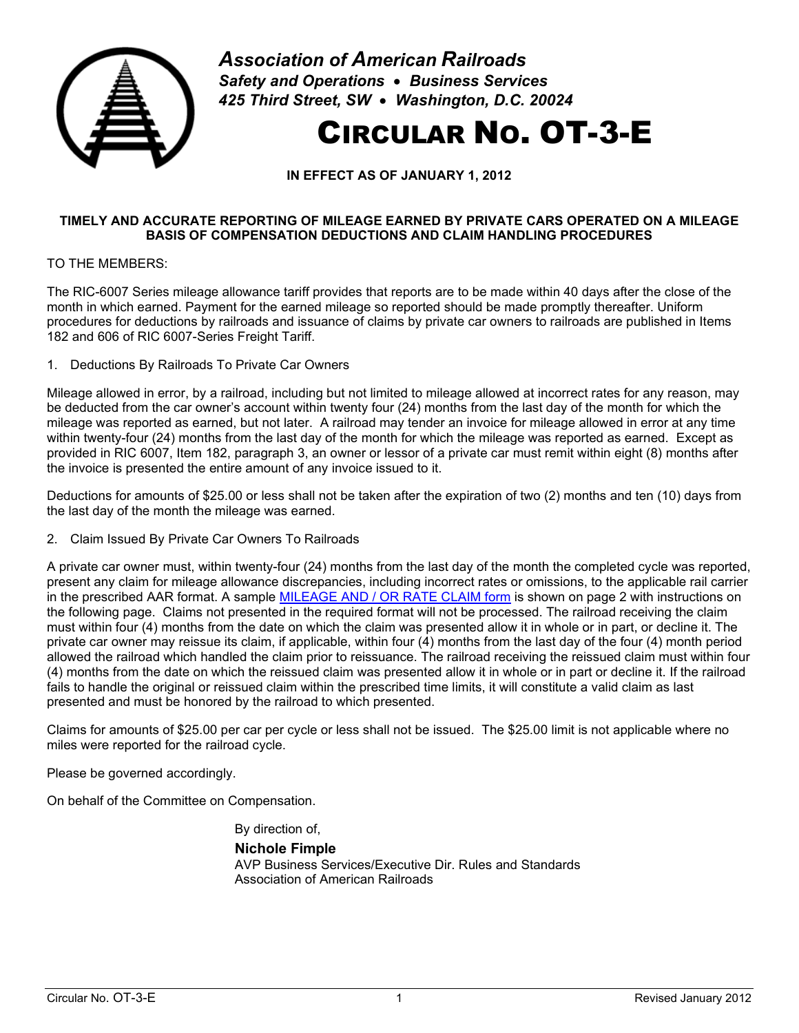***Association of American Railroads***
***Safety and Operations • Business Services***
***425 Third Street, SW • Washington, D.C. 20024***

# CIRCULAR NO. OT-3-E

**IN EFFECT AS OF JANUARY 1, 2012**

**TIMELY AND ACCURATE REPORTING OF MILEAGE EARNED BY PRIVATE CARS OPERATED ON A MILEAGE BASIS OF COMPENSATION DEDUCTIONS AND CLAIM HANDLING PROCEDURES**

TO THE MEMBERS:

The RIC-6007 Series mileage allowance tariff provides that reports are to be made within 40 days after the close of the month in which earned. Payment for the earned mileage so reported should be made promptly thereafter. Uniform procedures for deductions by railroads and issuance of claims by private car owners to railroads are published in Items 182 and 606 of RIC 6007-Series Freight Tariff.

1. Deductions By Railroads To Private Car Owners

Mileage allowed in error, by a railroad, including but not limited to mileage allowed at incorrect rates for any reason, may be deducted from the car owner's account within twenty four (24) months from the last day of the month for which the mileage was reported as earned, but not later. A railroad may tender an invoice for mileage allowed in error at any time within twenty-four (24) months from the last day of the month for which the mileage was reported as earned. Except as provided in RIC 6007, Item 182, paragraph 3, an owner or lessor of a private car must remit within eight (8) months after the invoice is presented the entire amount of any invoice issued to it.

Deductions for amounts of $25.00 or less shall not be taken after the expiration of two (2) months and ten (10) days from the last day of the month the mileage was earned.

2. Claim Issued By Private Car Owners To Railroads

A private car owner must, within twenty-four (24) months from the last day of the month the completed cycle was reported, present any claim for mileage allowance discrepancies, including incorrect rates or omissions, to the applicable rail carrier in the prescribed AAR format. A sample MILEAGE AND / OR RATE CLAIM form is shown on page 2 with instructions on the following page. Claims not presented in the required format will not be processed. The railroad receiving the claim must within four (4) months from the date on which the claim was presented allow it in whole or in part, or decline it. The private car owner may reissue its claim, if applicable, within four (4) months from the last day of the four (4) month period allowed the railroad which handled the claim prior to reissuance. The railroad receiving the reissued claim must within four (4) months from the date on which the reissued claim was presented allow it in whole or in part or decline it. If the railroad fails to handle the original or reissued claim within the prescribed time limits, it will constitute a valid claim as last presented and must be honored by the railroad to which presented.

Claims for amounts of $25.00 per car per cycle or less shall not be issued. The $25.00 limit is not applicable where no miles were reported for the railroad cycle.

Please be governed accordingly.

On behalf of the Committee on Compensation.

By direction of,

**Nichole Fimple**
AVP Business Services/Executive Dir. Rules and Standards
Association of American Railroads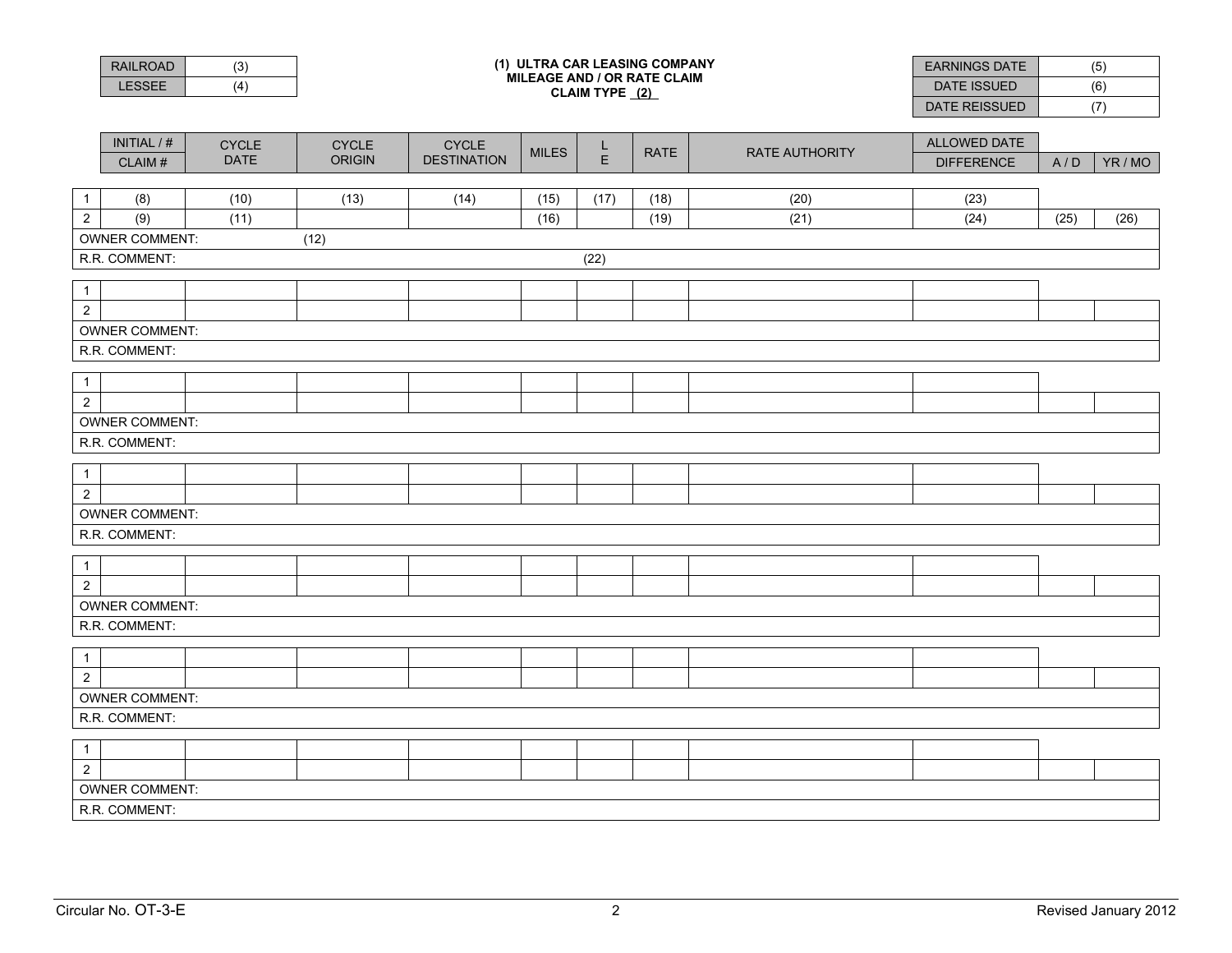| RAILROAD | (3) |
|---|---|
| LESSEE | (4) |

**(1) ULTRA CAR LEASING COMPANY**
**MILEAGE AND / OR RATE CLAIM**
**CLAIM TYPE (2)**

| EARNINGS DATE | (5) |
|---|---|
| DATE ISSUED | (6) |
| DATE REISSUED | (7) |

| | INITIAL / # / CLAIM # | CYCLE DATE | CYCLE ORIGIN | CYCLE DESTINATION | MILES | L E | RATE | RATE AUTHORITY | ALLOWED DATE / DIFFERENCE | A / D | YR / MO |
|---|---|---|---|---|---|---|---|---|---|---|---|
| 1 | (8) | (10) | (13) | (14) | (15) | (17) | (18) | (20) | (23) | | |
| 2 | (9) | (11) | | | (16) | | (19) | (21) | (24) | (25) | (26) |
| OWNER COMMENT: | | | (12) | | | | | | | | |
| R.R. COMMENT: | | | | | | (22) | | | | | |
| 1 | | | | | | | | | | | |
| 2 | | | | | | | | | | | |
| OWNER COMMENT: | | | | | | | | | | | |
| R.R. COMMENT: | | | | | | | | | | | |
| 1 | | | | | | | | | | | |
| 2 | | | | | | | | | | | |
| OWNER COMMENT: | | | | | | | | | | | |
| R.R. COMMENT: | | | | | | | | | | | |
| 1 | | | | | | | | | | | |
| 2 | | | | | | | | | | | |
| OWNER COMMENT: | | | | | | | | | | | |
| R.R. COMMENT: | | | | | | | | | | | |
| 1 | | | | | | | | | | | |
| 2 | | | | | | | | | | | |
| OWNER COMMENT: | | | | | | | | | | | |
| R.R. COMMENT: | | | | | | | | | | | |
| 1 | | | | | | | | | | | |
| 2 | | | | | | | | | | | |
| OWNER COMMENT: | | | | | | | | | | | |
| R.R. COMMENT: | | | | | | | | | | | |
| 1 | | | | | | | | | | | |
| 2 | | | | | | | | | | | |
| OWNER COMMENT: | | | | | | | | | | | |
| R.R. COMMENT: | | | | | | | | | | | |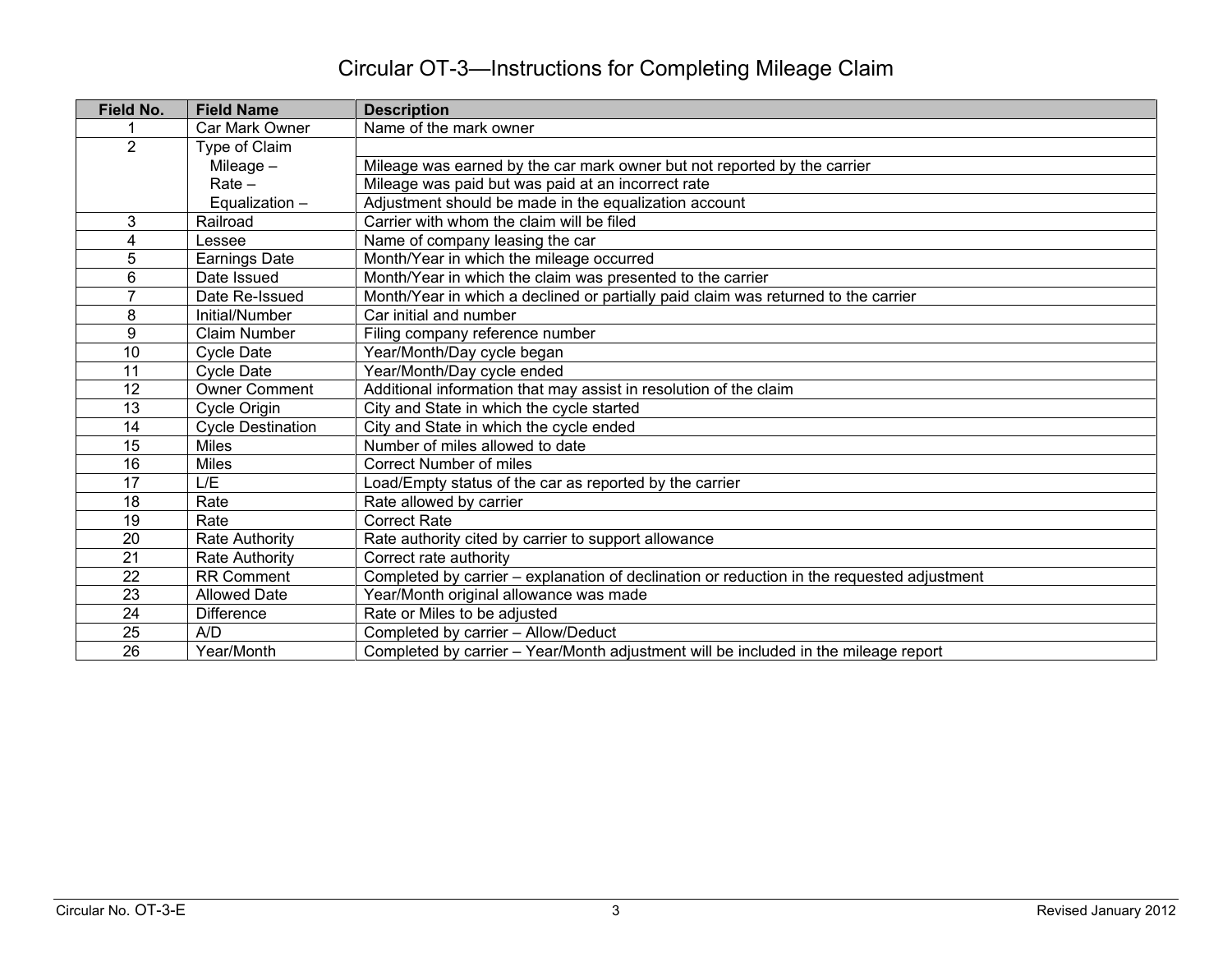# Circular OT-3—Instructions for Completing Mileage Claim

| Field No. | Field Name | Description |
|---|---|---|
| 1 | Car Mark Owner | Name of the mark owner |
| 2 | Type of Claim | |
| | Mileage – | Mileage was earned by the car mark owner but not reported by the carrier |
| | Rate – | Mileage was paid but was paid at an incorrect rate |
| | Equalization – | Adjustment should be made in the equalization account |
| 3 | Railroad | Carrier with whom the claim will be filed |
| 4 | Lessee | Name of company leasing the car |
| 5 | Earnings Date | Month/Year in which the mileage occurred |
| 6 | Date Issued | Month/Year in which the claim was presented to the carrier |
| 7 | Date Re-Issued | Month/Year in which a declined or partially paid claim was returned to the carrier |
| 8 | Initial/Number | Car initial and number |
| 9 | Claim Number | Filing company reference number |
| 10 | Cycle Date | Year/Month/Day cycle began |
| 11 | Cycle Date | Year/Month/Day cycle ended |
| 12 | Owner Comment | Additional information that may assist in resolution of the claim |
| 13 | Cycle Origin | City and State in which the cycle started |
| 14 | Cycle Destination | City and State in which the cycle ended |
| 15 | Miles | Number of miles allowed to date |
| 16 | Miles | Correct Number of miles |
| 17 | L/E | Load/Empty status of the car as reported by the carrier |
| 18 | Rate | Rate allowed by carrier |
| 19 | Rate | Correct Rate |
| 20 | Rate Authority | Rate authority cited by carrier to support allowance |
| 21 | Rate Authority | Correct rate authority |
| 22 | RR Comment | Completed by carrier – explanation of declination or reduction in the requested adjustment |
| 23 | Allowed Date | Year/Month original allowance was made |
| 24 | Difference | Rate or Miles to be adjusted |
| 25 | A/D | Completed by carrier – Allow/Deduct |
| 26 | Year/Month | Completed by carrier – Year/Month adjustment will be included in the mileage report |